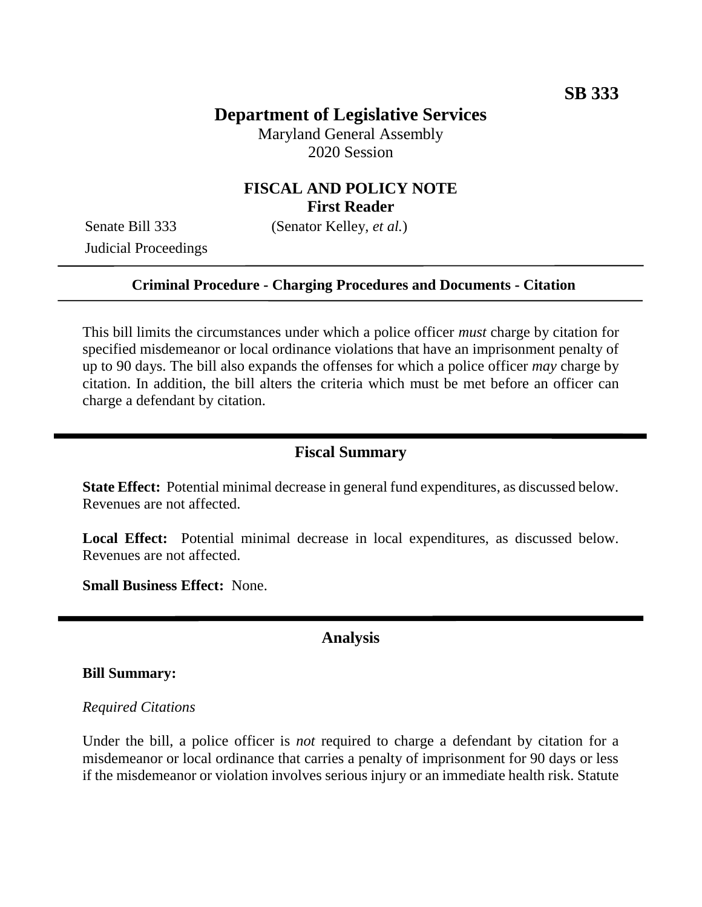**SB 333**

# Department of Legislative Services

Maryland General Assembly
2020 Session

## FISCAL AND POLICY NOTE
**First Reader**

Senate Bill 333 (Senator Kelley, *et al.*)
Judicial Proceedings

---

**Criminal Procedure - Charging Procedures and Documents - Citation**

---

This bill limits the circumstances under which a police officer *must* charge by citation for specified misdemeanor or local ordinance violations that have an imprisonment penalty of up to 90 days. The bill also expands the offenses for which a police officer *may* charge by citation. In addition, the bill alters the criteria which must be met before an officer can charge a defendant by citation.

---

## Fiscal Summary

**State Effect:** Potential minimal decrease in general fund expenditures, as discussed below. Revenues are not affected.

**Local Effect:** Potential minimal decrease in local expenditures, as discussed below. Revenues are not affected.

**Small Business Effect:** None.

---

## Analysis

**Bill Summary:**

*Required Citations*

Under the bill, a police officer is *not* required to charge a defendant by citation for a misdemeanor or local ordinance that carries a penalty of imprisonment for 90 days or less if the misdemeanor or violation involves serious injury or an immediate health risk. Statute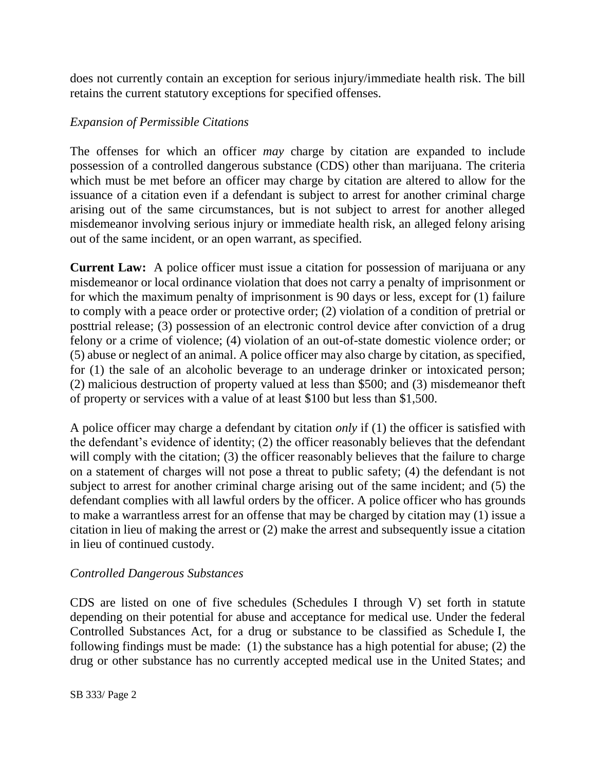does not currently contain an exception for serious injury/immediate health risk. The bill retains the current statutory exceptions for specified offenses.

*Expansion of Permissible Citations*

The offenses for which an officer *may* charge by citation are expanded to include possession of a controlled dangerous substance (CDS) other than marijuana. The criteria which must be met before an officer may charge by citation are altered to allow for the issuance of a citation even if a defendant is subject to arrest for another criminal charge arising out of the same circumstances, but is not subject to arrest for another alleged misdemeanor involving serious injury or immediate health risk, an alleged felony arising out of the same incident, or an open warrant, as specified.

**Current Law:** A police officer must issue a citation for possession of marijuana or any misdemeanor or local ordinance violation that does not carry a penalty of imprisonment or for which the maximum penalty of imprisonment is 90 days or less, except for (1) failure to comply with a peace order or protective order; (2) violation of a condition of pretrial or posttrial release; (3) possession of an electronic control device after conviction of a drug felony or a crime of violence; (4) violation of an out-of-state domestic violence order; or (5) abuse or neglect of an animal. A police officer may also charge by citation, as specified, for (1) the sale of an alcoholic beverage to an underage drinker or intoxicated person; (2) malicious destruction of property valued at less than $500; and (3) misdemeanor theft of property or services with a value of at least $100 but less than $1,500.

A police officer may charge a defendant by citation *only* if (1) the officer is satisfied with the defendant's evidence of identity; (2) the officer reasonably believes that the defendant will comply with the citation; (3) the officer reasonably believes that the failure to charge on a statement of charges will not pose a threat to public safety; (4) the defendant is not subject to arrest for another criminal charge arising out of the same incident; and (5) the defendant complies with all lawful orders by the officer. A police officer who has grounds to make a warrantless arrest for an offense that may be charged by citation may (1) issue a citation in lieu of making the arrest or (2) make the arrest and subsequently issue a citation in lieu of continued custody.

*Controlled Dangerous Substances*

CDS are listed on one of five schedules (Schedules I through V) set forth in statute depending on their potential for abuse and acceptance for medical use. Under the federal Controlled Substances Act, for a drug or substance to be classified as Schedule I, the following findings must be made: (1) the substance has a high potential for abuse; (2) the drug or other substance has no currently accepted medical use in the United States; and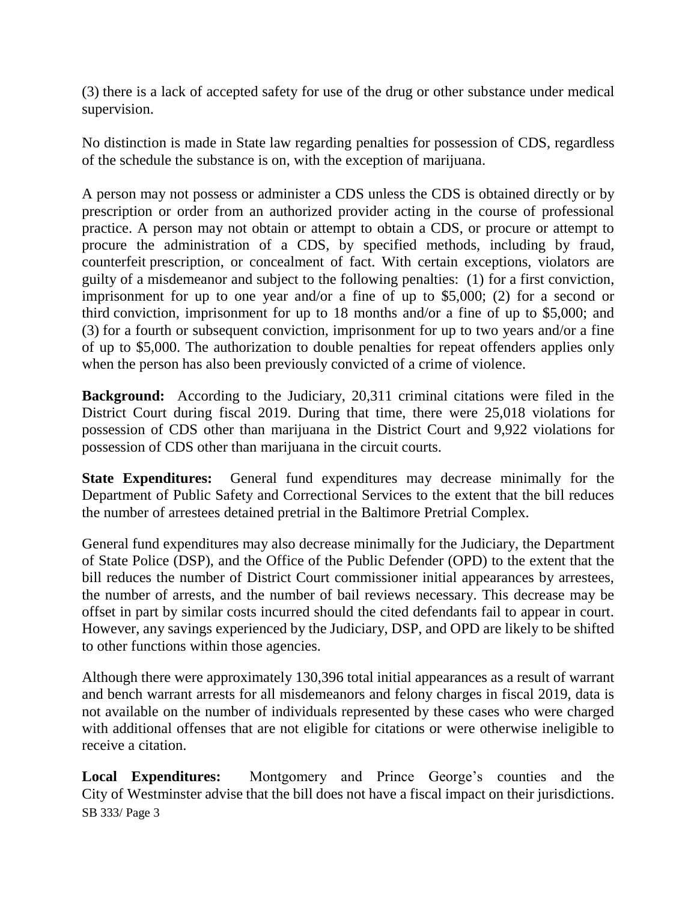(3) there is a lack of accepted safety for use of the drug or other substance under medical supervision.

No distinction is made in State law regarding penalties for possession of CDS, regardless of the schedule the substance is on, with the exception of marijuana.

A person may not possess or administer a CDS unless the CDS is obtained directly or by prescription or order from an authorized provider acting in the course of professional practice. A person may not obtain or attempt to obtain a CDS, or procure or attempt to procure the administration of a CDS, by specified methods, including by fraud, counterfeit prescription, or concealment of fact. With certain exceptions, violators are guilty of a misdemeanor and subject to the following penalties: (1) for a first conviction, imprisonment for up to one year and/or a fine of up to $5,000; (2) for a second or third conviction, imprisonment for up to 18 months and/or a fine of up to $5,000; and (3) for a fourth or subsequent conviction, imprisonment for up to two years and/or a fine of up to $5,000. The authorization to double penalties for repeat offenders applies only when the person has also been previously convicted of a crime of violence.

**Background:** According to the Judiciary, 20,311 criminal citations were filed in the District Court during fiscal 2019. During that time, there were 25,018 violations for possession of CDS other than marijuana in the District Court and 9,922 violations for possession of CDS other than marijuana in the circuit courts.

**State Expenditures:** General fund expenditures may decrease minimally for the Department of Public Safety and Correctional Services to the extent that the bill reduces the number of arrestees detained pretrial in the Baltimore Pretrial Complex.

General fund expenditures may also decrease minimally for the Judiciary, the Department of State Police (DSP), and the Office of the Public Defender (OPD) to the extent that the bill reduces the number of District Court commissioner initial appearances by arrestees, the number of arrests, and the number of bail reviews necessary. This decrease may be offset in part by similar costs incurred should the cited defendants fail to appear in court. However, any savings experienced by the Judiciary, DSP, and OPD are likely to be shifted to other functions within those agencies.

Although there were approximately 130,396 total initial appearances as a result of warrant and bench warrant arrests for all misdemeanors and felony charges in fiscal 2019, data is not available on the number of individuals represented by these cases who were charged with additional offenses that are not eligible for citations or were otherwise ineligible to receive a citation.

**Local Expenditures:** Montgomery and Prince George's counties and the City of Westminster advise that the bill does not have a fiscal impact on their jurisdictions.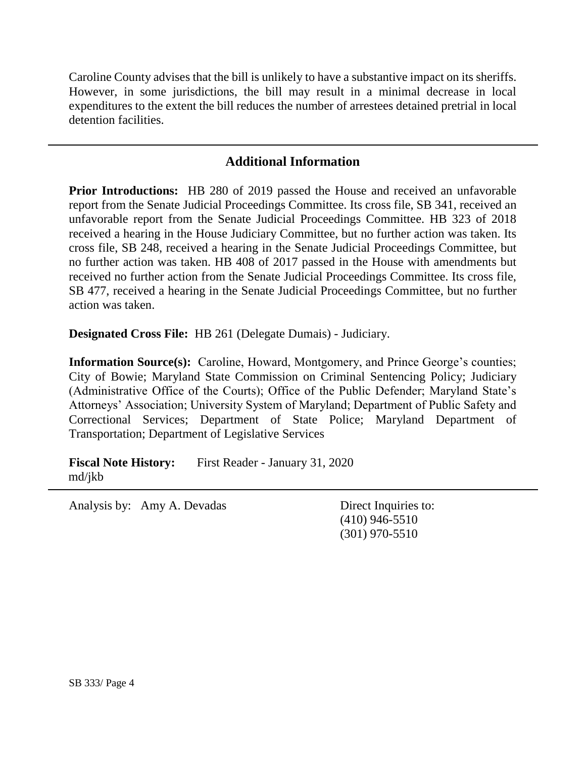Caroline County advises that the bill is unlikely to have a substantive impact on its sheriffs. However, in some jurisdictions, the bill may result in a minimal decrease in local expenditures to the extent the bill reduces the number of arrestees detained pretrial in local detention facilities.

---

## Additional Information

**Prior Introductions:** HB 280 of 2019 passed the House and received an unfavorable report from the Senate Judicial Proceedings Committee. Its cross file, SB 341, received an unfavorable report from the Senate Judicial Proceedings Committee. HB 323 of 2018 received a hearing in the House Judiciary Committee, but no further action was taken. Its cross file, SB 248, received a hearing in the Senate Judicial Proceedings Committee, but no further action was taken. HB 408 of 2017 passed in the House with amendments but received no further action from the Senate Judicial Proceedings Committee. Its cross file, SB 477, received a hearing in the Senate Judicial Proceedings Committee, but no further action was taken.

**Designated Cross File:** HB 261 (Delegate Dumais) - Judiciary.

**Information Source(s):** Caroline, Howard, Montgomery, and Prince George's counties; City of Bowie; Maryland State Commission on Criminal Sentencing Policy; Judiciary (Administrative Office of the Courts); Office of the Public Defender; Maryland State's Attorneys' Association; University System of Maryland; Department of Public Safety and Correctional Services; Department of State Police; Maryland Department of Transportation; Department of Legislative Services

**Fiscal Note History:** First Reader - January 31, 2020
md/jkb

---

Analysis by: Amy A. Devadas

Direct Inquiries to:
(410) 946-5510
(301) 970-5510